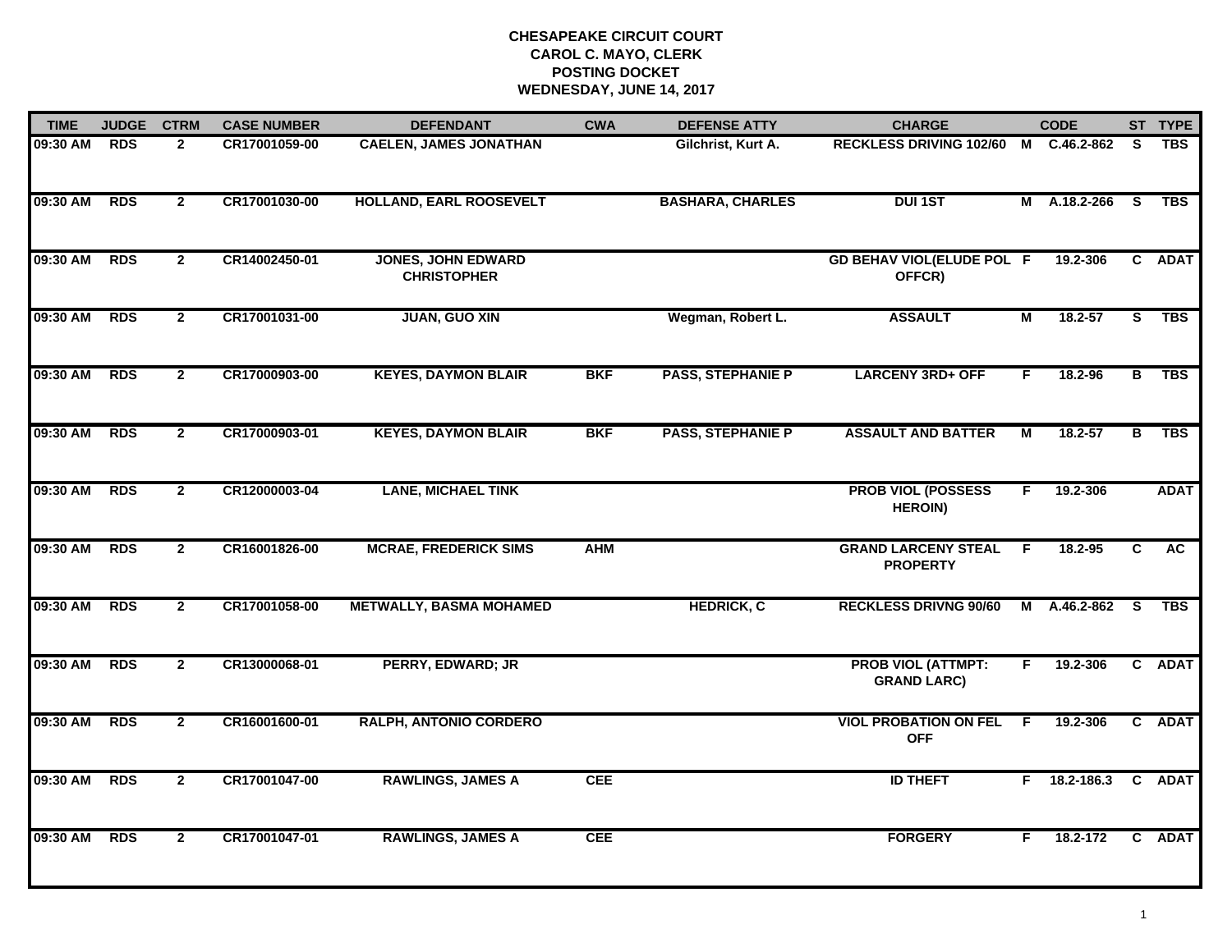# CHESAPEAKE CIRCUIT COURT
## CAROL C. MAYO, CLERK
## POSTING DOCKET
## WEDNESDAY, JUNE 14, 2017

| TIME | JUDGE | CTRM | CASE NUMBER | DEFENDANT | CWA | DEFENSE ATTY | CHARGE | | CODE | ST | TYPE |
|---|---|---|---|---|---|---|---|---|---|---|---|
| 09:30 AM | RDS | 2 | CR17001059-00 | CAELEN, JAMES JONATHAN | | Gilchrist, Kurt A. | RECKLESS DRIVING 102/60 | M | C.46.2-862 | S | TBS |
| 09:30 AM | RDS | 2 | CR17001030-00 | HOLLAND, EARL ROOSEVELT | | BASHARA, CHARLES | DUI 1ST | M | A.18.2-266 | S | TBS |
| 09:30 AM | RDS | 2 | CR14002450-01 | JONES, JOHN EDWARD CHRISTOPHER | | | GD BEHAV VIOL(ELUDE POL OFFCR) | F | 19.2-306 | C | ADAT |
| 09:30 AM | RDS | 2 | CR17001031-00 | JUAN, GUO XIN | | Wegman, Robert L. | ASSAULT | M | 18.2-57 | S | TBS |
| 09:30 AM | RDS | 2 | CR17000903-00 | KEYES, DAYMON BLAIR | BKF | PASS, STEPHANIE P | LARCENY 3RD+ OFF | F | 18.2-96 | B | TBS |
| 09:30 AM | RDS | 2 | CR17000903-01 | KEYES, DAYMON BLAIR | BKF | PASS, STEPHANIE P | ASSAULT AND BATTER | M | 18.2-57 | B | TBS |
| 09:30 AM | RDS | 2 | CR12000003-04 | LANE, MICHAEL TINK | | | PROB VIOL (POSSESS HEROIN) | F | 19.2-306 | | ADAT |
| 09:30 AM | RDS | 2 | CR16001826-00 | MCRAE, FREDERICK SIMS | AHM | | GRAND LARCENY STEAL PROPERTY | F | 18.2-95 | C | AC |
| 09:30 AM | RDS | 2 | CR17001058-00 | METWALLY, BASMA MOHAMED | | HEDRICK, C | RECKLESS DRIVNG 90/60 | M | A.46.2-862 | S | TBS |
| 09:30 AM | RDS | 2 | CR13000068-01 | PERRY, EDWARD; JR | | | PROB VIOL (ATTMPT: GRAND LARC) | F | 19.2-306 | C | ADAT |
| 09:30 AM | RDS | 2 | CR16001600-01 | RALPH, ANTONIO CORDERO | | | VIOL PROBATION ON FEL OFF | F | 19.2-306 | C | ADAT |
| 09:30 AM | RDS | 2 | CR17001047-00 | RAWLINGS, JAMES A | CEE | | ID THEFT | F | 18.2-186.3 | C | ADAT |
| 09:30 AM | RDS | 2 | CR17001047-01 | RAWLINGS, JAMES A | CEE | | FORGERY | F | 18.2-172 | C | ADAT |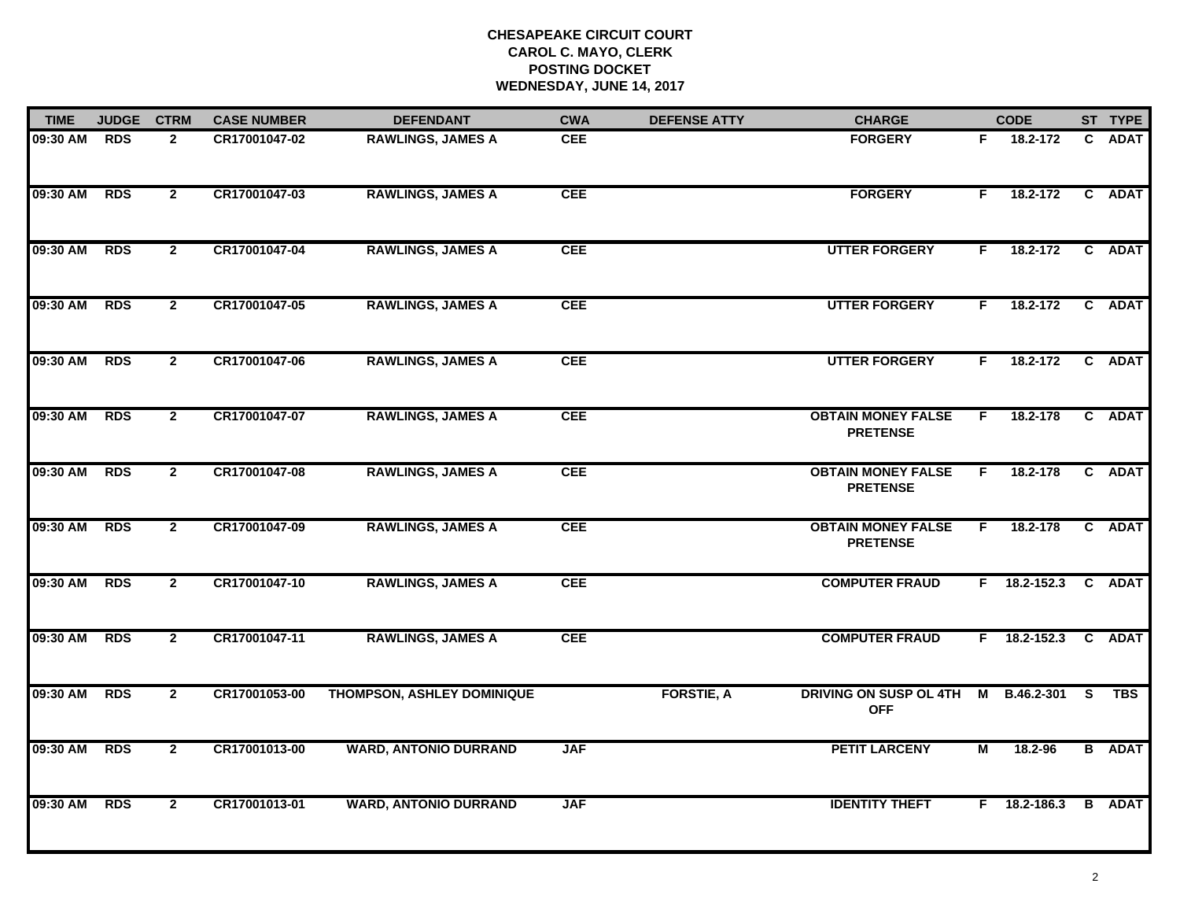**CHESAPEAKE CIRCUIT COURT**
**CAROL C. MAYO, CLERK**
**POSTING DOCKET**
**WEDNESDAY, JUNE 14, 2017**

| TIME | JUDGE | CTRM | CASE NUMBER | DEFENDANT | CWA | DEFENSE ATTY | CHARGE | | CODE | ST | TYPE |
|---|---|---|---|---|---|---|---|---|---|---|---|
| 09:30 AM | RDS | 2 | CR17001047-02 | RAWLINGS, JAMES A | CEE | | FORGERY | F | 18.2-172 | C | ADAT |
| 09:30 AM | RDS | 2 | CR17001047-03 | RAWLINGS, JAMES A | CEE | | FORGERY | F | 18.2-172 | C | ADAT |
| 09:30 AM | RDS | 2 | CR17001047-04 | RAWLINGS, JAMES A | CEE | | UTTER FORGERY | F | 18.2-172 | C | ADAT |
| 09:30 AM | RDS | 2 | CR17001047-05 | RAWLINGS, JAMES A | CEE | | UTTER FORGERY | F | 18.2-172 | C | ADAT |
| 09:30 AM | RDS | 2 | CR17001047-06 | RAWLINGS, JAMES A | CEE | | UTTER FORGERY | F | 18.2-172 | C | ADAT |
| 09:30 AM | RDS | 2 | CR17001047-07 | RAWLINGS, JAMES A | CEE | | OBTAIN MONEY FALSE PRETENSE | F | 18.2-178 | C | ADAT |
| 09:30 AM | RDS | 2 | CR17001047-08 | RAWLINGS, JAMES A | CEE | | OBTAIN MONEY FALSE PRETENSE | F | 18.2-178 | C | ADAT |
| 09:30 AM | RDS | 2 | CR17001047-09 | RAWLINGS, JAMES A | CEE | | OBTAIN MONEY FALSE PRETENSE | F | 18.2-178 | C | ADAT |
| 09:30 AM | RDS | 2 | CR17001047-10 | RAWLINGS, JAMES A | CEE | | COMPUTER FRAUD | F | 18.2-152.3 | C | ADAT |
| 09:30 AM | RDS | 2 | CR17001047-11 | RAWLINGS, JAMES A | CEE | | COMPUTER FRAUD | F | 18.2-152.3 | C | ADAT |
| 09:30 AM | RDS | 2 | CR17001053-00 | THOMPSON, ASHLEY DOMINIQUE | | FORSTIE, A | DRIVING ON SUSP OL 4TH OFF | M | B.46.2-301 | S | TBS |
| 09:30 AM | RDS | 2 | CR17001013-00 | WARD, ANTONIO DURRAND | JAF | | PETIT LARCENY | M | 18.2-96 | B | ADAT |
| 09:30 AM | RDS | 2 | CR17001013-01 | WARD, ANTONIO DURRAND | JAF | | IDENTITY THEFT | F | 18.2-186.3 | B | ADAT |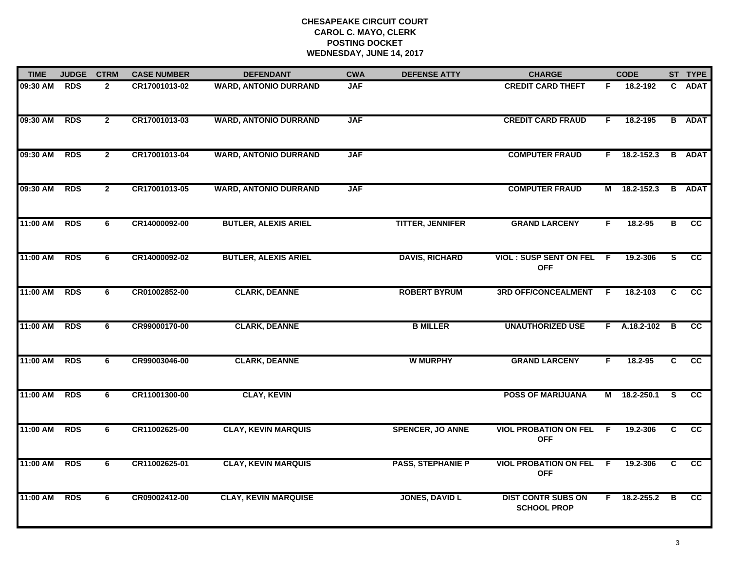**CHESAPEAKE CIRCUIT COURT**
**CAROL C. MAYO, CLERK**
**POSTING DOCKET**
**WEDNESDAY, JUNE 14, 2017**

| TIME | JUDGE | CTRM | CASE NUMBER | DEFENDANT | CWA | DEFENSE ATTY | CHARGE | | CODE | ST | TYPE |
|---|---|---|---|---|---|---|---|---|---|---|---|
| 09:30 AM | RDS | 2 | CR17001013-02 | WARD, ANTONIO DURRAND | JAF | | CREDIT CARD THEFT | F | 18.2-192 | C | ADAT |
| 09:30 AM | RDS | 2 | CR17001013-03 | WARD, ANTONIO DURRAND | JAF | | CREDIT CARD FRAUD | F | 18.2-195 | B | ADAT |
| 09:30 AM | RDS | 2 | CR17001013-04 | WARD, ANTONIO DURRAND | JAF | | COMPUTER FRAUD | F | 18.2-152.3 | B | ADAT |
| 09:30 AM | RDS | 2 | CR17001013-05 | WARD, ANTONIO DURRAND | JAF | | COMPUTER FRAUD | M | 18.2-152.3 | B | ADAT |
| 11:00 AM | RDS | 6 | CR14000092-00 | BUTLER, ALEXIS ARIEL | | TITTER, JENNIFER | GRAND LARCENY | F | 18.2-95 | B | CC |
| 11:00 AM | RDS | 6 | CR14000092-02 | BUTLER, ALEXIS ARIEL | | DAVIS, RICHARD | VIOL : SUSP SENT ON FEL OFF | F | 19.2-306 | S | CC |
| 11:00 AM | RDS | 6 | CR01002852-00 | CLARK, DEANNE | | ROBERT BYRUM | 3RD OFF/CONCEALMENT | F | 18.2-103 | C | CC |
| 11:00 AM | RDS | 6 | CR99000170-00 | CLARK, DEANNE | | B MILLER | UNAUTHORIZED USE | F | A.18.2-102 | B | CC |
| 11:00 AM | RDS | 6 | CR99003046-00 | CLARK, DEANNE | | W MURPHY | GRAND LARCENY | F | 18.2-95 | C | CC |
| 11:00 AM | RDS | 6 | CR11001300-00 | CLAY, KEVIN | | | POSS OF MARIJUANA | M | 18.2-250.1 | S | CC |
| 11:00 AM | RDS | 6 | CR11002625-00 | CLAY, KEVIN MARQUIS | | SPENCER, JO ANNE | VIOL PROBATION ON FEL OFF | F | 19.2-306 | C | CC |
| 11:00 AM | RDS | 6 | CR11002625-01 | CLAY, KEVIN MARQUIS | | PASS, STEPHANIE P | VIOL PROBATION ON FEL OFF | F | 19.2-306 | C | CC |
| 11:00 AM | RDS | 6 | CR09002412-00 | CLAY, KEVIN MARQUISE | | JONES, DAVID L | DIST CONTR SUBS ON SCHOOL PROP | F | 18.2-255.2 | B | CC |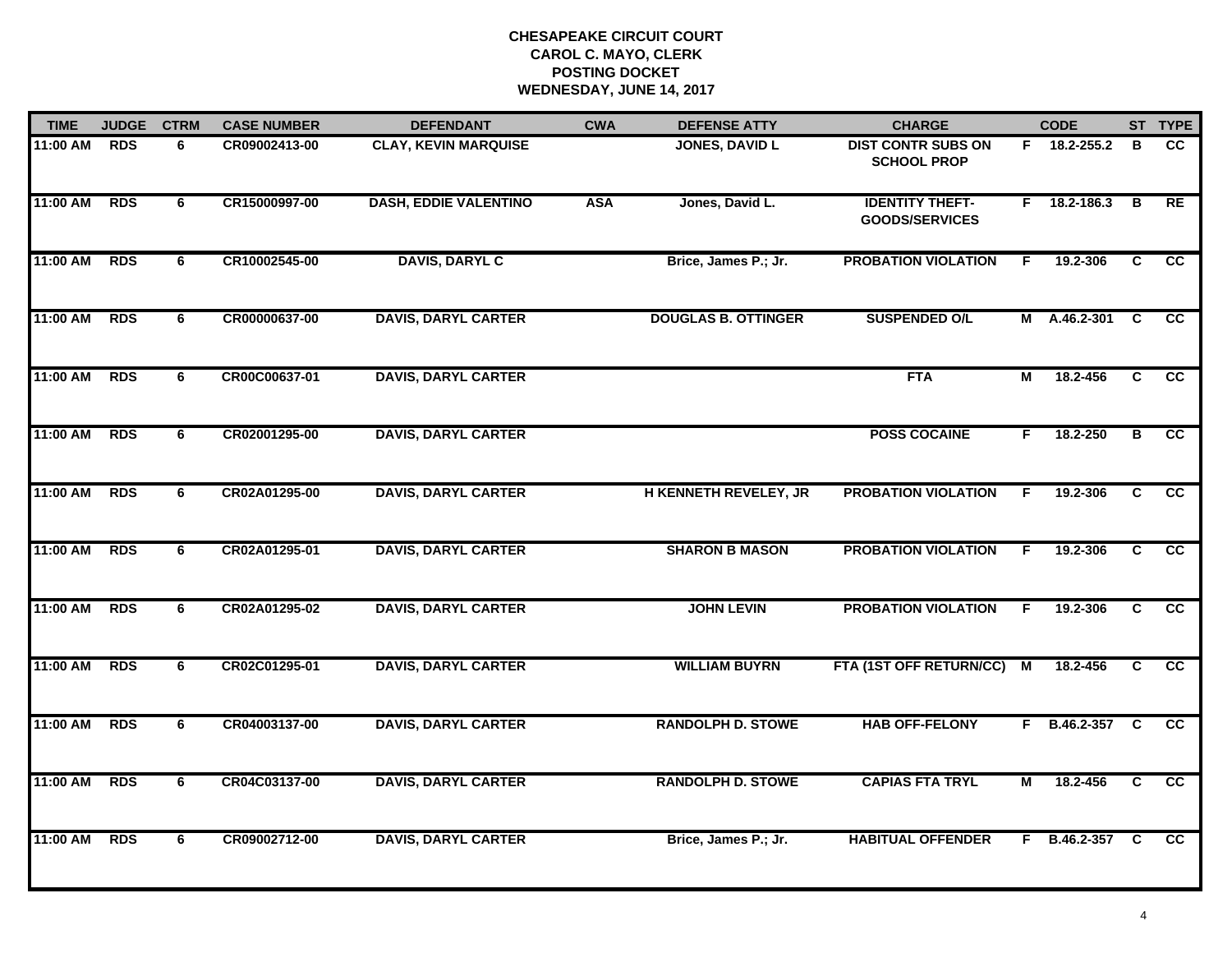# CHESAPEAKE CIRCUIT COURT
## CAROL C. MAYO, CLERK
## POSTING DOCKET
## WEDNESDAY, JUNE 14, 2017

| TIME | JUDGE | CTRM | CASE NUMBER | DEFENDANT | CWA | DEFENSE ATTY | CHARGE | | CODE | ST | TYPE |
|---|---|---|---|---|---|---|---|---|---|---|---|
| 11:00 AM | RDS | 6 | CR09002413-00 | CLAY, KEVIN MARQUISE | | JONES, DAVID L | DIST CONTR SUBS ON SCHOOL PROP | F | 18.2-255.2 | B | CC |
| 11:00 AM | RDS | 6 | CR15000997-00 | DASH, EDDIE VALENTINO | ASA | Jones, David L. | IDENTITY THEFT- GOODS/SERVICES | F | 18.2-186.3 | B | RE |
| 11:00 AM | RDS | 6 | CR10002545-00 | DAVIS, DARYL C | | Brice, James P.; Jr. | PROBATION VIOLATION | F | 19.2-306 | C | CC |
| 11:00 AM | RDS | 6 | CR00000637-00 | DAVIS, DARYL CARTER | | DOUGLAS B. OTTINGER | SUSPENDED O/L | M | A.46.2-301 | C | CC |
| 11:00 AM | RDS | 6 | CR00C00637-01 | DAVIS, DARYL CARTER | | | FTA | M | 18.2-456 | C | CC |
| 11:00 AM | RDS | 6 | CR02001295-00 | DAVIS, DARYL CARTER | | | POSS COCAINE | F | 18.2-250 | B | CC |
| 11:00 AM | RDS | 6 | CR02A01295-00 | DAVIS, DARYL CARTER | | H KENNETH REVELEY, JR | PROBATION VIOLATION | F | 19.2-306 | C | CC |
| 11:00 AM | RDS | 6 | CR02A01295-01 | DAVIS, DARYL CARTER | | SHARON B MASON | PROBATION VIOLATION | F | 19.2-306 | C | CC |
| 11:00 AM | RDS | 6 | CR02A01295-02 | DAVIS, DARYL CARTER | | JOHN LEVIN | PROBATION VIOLATION | F | 19.2-306 | C | CC |
| 11:00 AM | RDS | 6 | CR02C01295-01 | DAVIS, DARYL CARTER | | WILLIAM BUYRN | FTA (1ST OFF RETURN/CC) | M | 18.2-456 | C | CC |
| 11:00 AM | RDS | 6 | CR04003137-00 | DAVIS, DARYL CARTER | | RANDOLPH D. STOWE | HAB OFF-FELONY | F | B.46.2-357 | C | CC |
| 11:00 AM | RDS | 6 | CR04C03137-00 | DAVIS, DARYL CARTER | | RANDOLPH D. STOWE | CAPIAS FTA TRYL | M | 18.2-456 | C | CC |
| 11:00 AM | RDS | 6 | CR09002712-00 | DAVIS, DARYL CARTER | | Brice, James P.; Jr. | HABITUAL OFFENDER | F | B.46.2-357 | C | CC |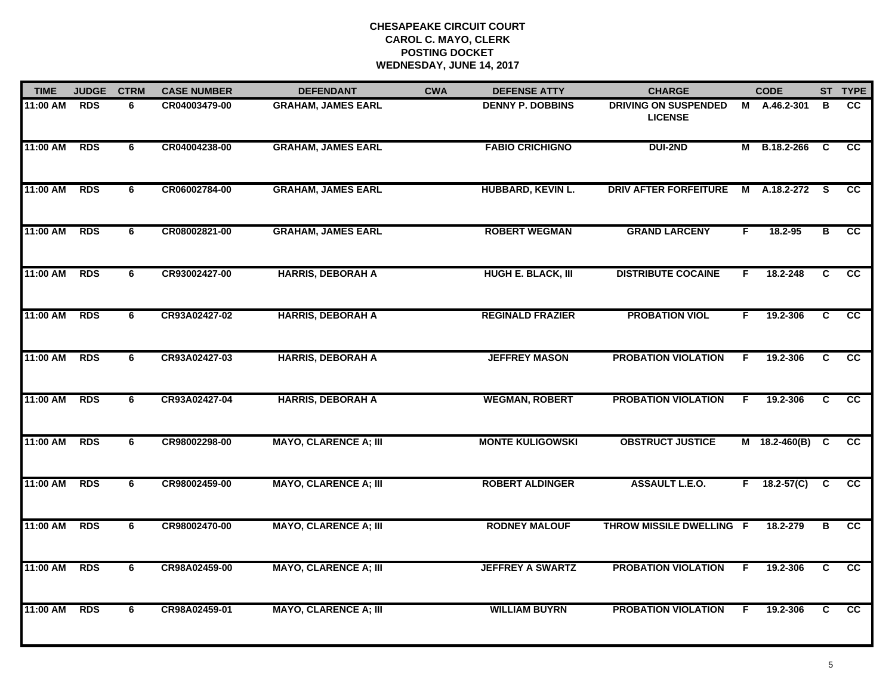# CHESAPEAKE CIRCUIT COURT
## CAROL C. MAYO, CLERK
## POSTING DOCKET
## WEDNESDAY, JUNE 14, 2017

| TIME | JUDGE | CTRM | CASE NUMBER | DEFENDANT | CWA | DEFENSE ATTY | CHARGE | | CODE | ST | TYPE |
|---|---|---|---|---|---|---|---|---|---|---|---|
| 11:00 AM | RDS | 6 | CR04003479-00 | GRAHAM, JAMES EARL | | DENNY P. DOBBINS | DRIVING ON SUSPENDED LICENSE | M | A.46.2-301 | B | CC |
| 11:00 AM | RDS | 6 | CR04004238-00 | GRAHAM, JAMES EARL | | FABIO CRICHIGNO | DUI-2ND | M | B.18.2-266 | C | CC |
| 11:00 AM | RDS | 6 | CR06002784-00 | GRAHAM, JAMES EARL | | HUBBARD, KEVIN L. | DRIV AFTER FORFEITURE | M | A.18.2-272 | S | CC |
| 11:00 AM | RDS | 6 | CR08002821-00 | GRAHAM, JAMES EARL | | ROBERT WEGMAN | GRAND LARCENY | F | 18.2-95 | B | CC |
| 11:00 AM | RDS | 6 | CR93002427-00 | HARRIS, DEBORAH A | | HUGH E. BLACK, III | DISTRIBUTE COCAINE | F | 18.2-248 | C | CC |
| 11:00 AM | RDS | 6 | CR93A02427-02 | HARRIS, DEBORAH A | | REGINALD FRAZIER | PROBATION VIOL | F | 19.2-306 | C | CC |
| 11:00 AM | RDS | 6 | CR93A02427-03 | HARRIS, DEBORAH A | | JEFFREY MASON | PROBATION VIOLATION | F | 19.2-306 | C | CC |
| 11:00 AM | RDS | 6 | CR93A02427-04 | HARRIS, DEBORAH A | | WEGMAN, ROBERT | PROBATION VIOLATION | F | 19.2-306 | C | CC |
| 11:00 AM | RDS | 6 | CR98002298-00 | MAYO, CLARENCE A; III | | MONTE KULIGOWSKI | OBSTRUCT JUSTICE | M | 18.2-460(B) | C | CC |
| 11:00 AM | RDS | 6 | CR98002459-00 | MAYO, CLARENCE A; III | | ROBERT ALDINGER | ASSAULT L.E.O. | F | 18.2-57(C) | C | CC |
| 11:00 AM | RDS | 6 | CR98002470-00 | MAYO, CLARENCE A; III | | RODNEY MALOUF | THROW MISSILE DWELLING | F | 18.2-279 | B | CC |
| 11:00 AM | RDS | 6 | CR98A02459-00 | MAYO, CLARENCE A; III | | JEFFREY A SWARTZ | PROBATION VIOLATION | F | 19.2-306 | C | CC |
| 11:00 AM | RDS | 6 | CR98A02459-01 | MAYO, CLARENCE A; III | | WILLIAM BUYRN | PROBATION VIOLATION | F | 19.2-306 | C | CC |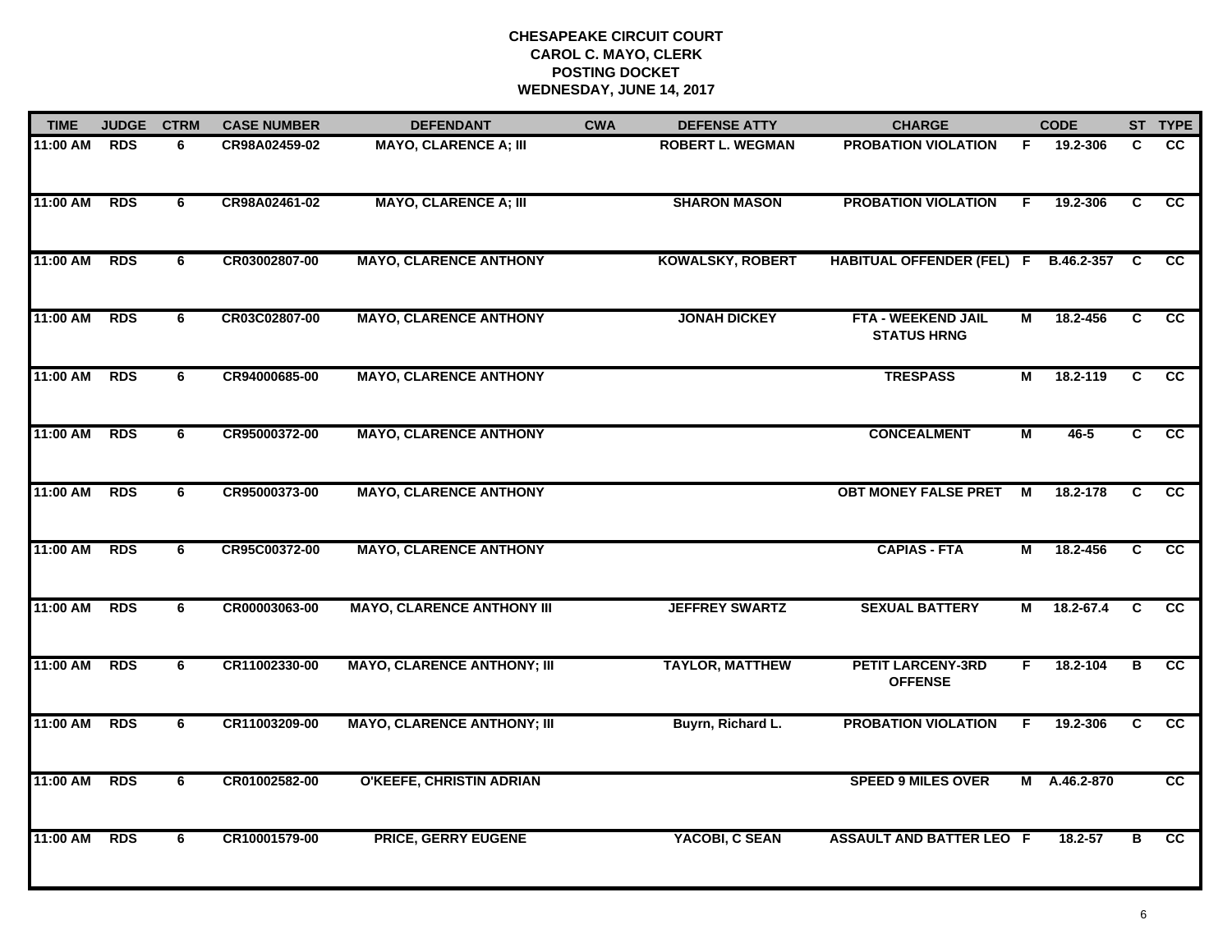**CHESAPEAKE CIRCUIT COURT**
**CAROL C. MAYO, CLERK**
**POSTING DOCKET**
**WEDNESDAY, JUNE 14, 2017**

| TIME | JUDGE | CTRM | CASE NUMBER | DEFENDANT | CWA | DEFENSE ATTY | CHARGE | | CODE | ST | TYPE |
|---|---|---|---|---|---|---|---|---|---|---|---|
| 11:00 AM | RDS | 6 | CR98A02459-02 | MAYO, CLARENCE A; III | | ROBERT L. WEGMAN | PROBATION VIOLATION | F | 19.2-306 | C | CC |
| 11:00 AM | RDS | 6 | CR98A02461-02 | MAYO, CLARENCE A; III | | SHARON MASON | PROBATION VIOLATION | F | 19.2-306 | C | CC |
| 11:00 AM | RDS | 6 | CR03002807-00 | MAYO, CLARENCE ANTHONY | | KOWALSKY, ROBERT | HABITUAL OFFENDER (FEL) | F | B.46.2-357 | C | CC |
| 11:00 AM | RDS | 6 | CR03C02807-00 | MAYO, CLARENCE ANTHONY | | JONAH DICKEY | FTA - WEEKEND JAIL STATUS HRNG | M | 18.2-456 | C | CC |
| 11:00 AM | RDS | 6 | CR94000685-00 | MAYO, CLARENCE ANTHONY | | | TRESPASS | M | 18.2-119 | C | CC |
| 11:00 AM | RDS | 6 | CR95000372-00 | MAYO, CLARENCE ANTHONY | | | CONCEALMENT | M | 46-5 | C | CC |
| 11:00 AM | RDS | 6 | CR95000373-00 | MAYO, CLARENCE ANTHONY | | | OBT MONEY FALSE PRET | M | 18.2-178 | C | CC |
| 11:00 AM | RDS | 6 | CR95C00372-00 | MAYO, CLARENCE ANTHONY | | | CAPIAS - FTA | M | 18.2-456 | C | CC |
| 11:00 AM | RDS | 6 | CR00003063-00 | MAYO, CLARENCE ANTHONY III | | JEFFREY SWARTZ | SEXUAL BATTERY | M | 18.2-67.4 | C | CC |
| 11:00 AM | RDS | 6 | CR11002330-00 | MAYO, CLARENCE ANTHONY; III | | TAYLOR, MATTHEW | PETIT LARCENY-3RD OFFENSE | F | 18.2-104 | B | CC |
| 11:00 AM | RDS | 6 | CR11003209-00 | MAYO, CLARENCE ANTHONY; III | | Buyrn, Richard L. | PROBATION VIOLATION | F | 19.2-306 | C | CC |
| 11:00 AM | RDS | 6 | CR01002582-00 | O'KEEFE, CHRISTIN ADRIAN | | | SPEED 9 MILES OVER | M | A.46.2-870 | | CC |
| 11:00 AM | RDS | 6 | CR10001579-00 | PRICE, GERRY EUGENE | | YACOBI, C SEAN | ASSAULT AND BATTER LEO | F | 18.2-57 | B | CC |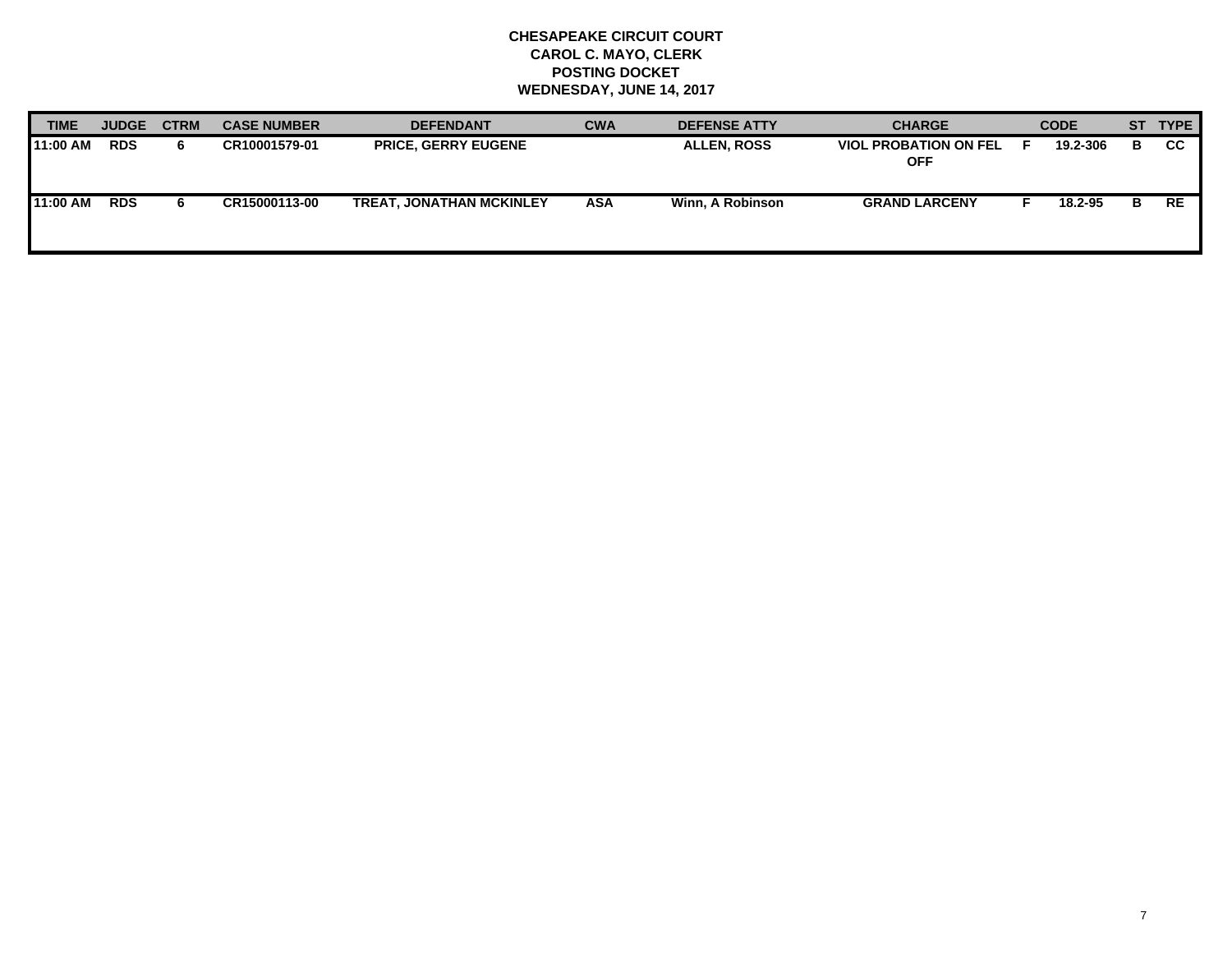**CHESAPEAKE CIRCUIT COURT**
**CAROL C. MAYO, CLERK**
**POSTING DOCKET**
**WEDNESDAY, JUNE 14, 2017**

| TIME | JUDGE | CTRM | CASE NUMBER | DEFENDANT | CWA | DEFENSE ATTY | CHARGE | | CODE | ST | TYPE |
|---|---|---|---|---|---|---|---|---|---|---|---|
| 11:00 AM | RDS | 6 | CR10001579-01 | PRICE, GERRY EUGENE | | ALLEN, ROSS | VIOL PROBATION ON FEL OFF | F | 19.2-306 | B | CC |
| 11:00 AM | RDS | 6 | CR15000113-00 | TREAT, JONATHAN MCKINLEY | ASA | Winn, A Robinson | GRAND LARCENY | F | 18.2-95 | B | RE |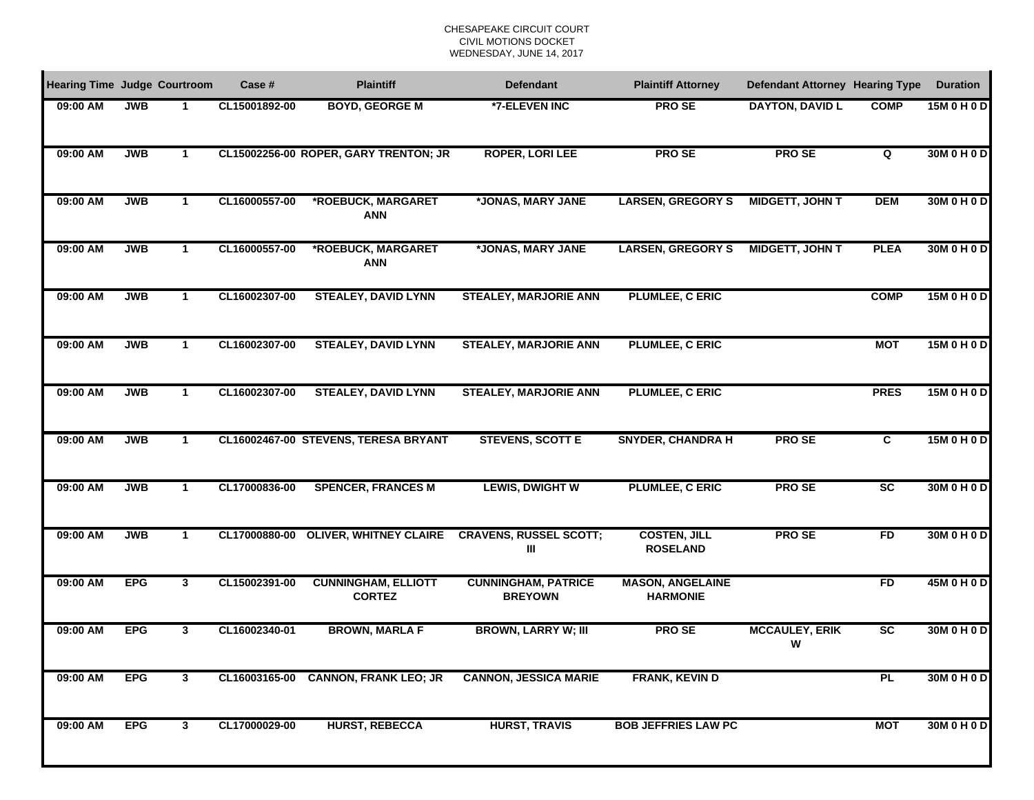CHESAPEAKE CIRCUIT COURT
CIVIL MOTIONS DOCKET
WEDNESDAY, JUNE 14, 2017

| Hearing Time | Judge | Courtroom | Case # | Plaintiff | Defendant | Plaintiff Attorney | Defendant Attorney | Hearing Type | Duration |
|---|---|---|---|---|---|---|---|---|---|
| 09:00 AM | JWB | 1 | CL15001892-00 | BOYD, GEORGE M | *7-ELEVEN INC | PRO SE | DAYTON, DAVID L | COMP | 15M 0 H 0 D |
| 09:00 AM | JWB | 1 | CL15002256-00 | ROPER, GARY TRENTON; JR | ROPER, LORI LEE | PRO SE | PRO SE | Q | 30M 0 H 0 D |
| 09:00 AM | JWB | 1 | CL16000557-00 | *ROEBUCK, MARGARET ANN | *JONAS, MARY JANE | LARSEN, GREGORY S | MIDGETT, JOHN T | DEM | 30M 0 H 0 D |
| 09:00 AM | JWB | 1 | CL16000557-00 | *ROEBUCK, MARGARET ANN | *JONAS, MARY JANE | LARSEN, GREGORY S | MIDGETT, JOHN T | PLEA | 30M 0 H 0 D |
| 09:00 AM | JWB | 1 | CL16002307-00 | STEALEY, DAVID LYNN | STEALEY, MARJORIE ANN | PLUMLEE, C ERIC | | COMP | 15M 0 H 0 D |
| 09:00 AM | JWB | 1 | CL16002307-00 | STEALEY, DAVID LYNN | STEALEY, MARJORIE ANN | PLUMLEE, C ERIC | | MOT | 15M 0 H 0 D |
| 09:00 AM | JWB | 1 | CL16002307-00 | STEALEY, DAVID LYNN | STEALEY, MARJORIE ANN | PLUMLEE, C ERIC | | PRES | 15M 0 H 0 D |
| 09:00 AM | JWB | 1 | CL16002467-00 | STEVENS, TERESA BRYANT | STEVENS, SCOTT E | SNYDER, CHANDRA H | PRO SE | C | 15M 0 H 0 D |
| 09:00 AM | JWB | 1 | CL17000836-00 | SPENCER, FRANCES M | LEWIS, DWIGHT W | PLUMLEE, C ERIC | PRO SE | SC | 30M 0 H 0 D |
| 09:00 AM | JWB | 1 | CL17000880-00 | OLIVER, WHITNEY CLAIRE | CRAVENS, RUSSEL SCOTT; III | COSTEN, JILL ROSELAND | PRO SE | FD | 30M 0 H 0 D |
| 09:00 AM | EPG | 3 | CL15002391-00 | CUNNINGHAM, ELLIOTT CORTEZ | CUNNINGHAM, PATRICE BREYOWN | MASON, ANGELAINE HARMONIE | | FD | 45M 0 H 0 D |
| 09:00 AM | EPG | 3 | CL16002340-01 | BROWN, MARLA F | BROWN, LARRY W; III | PRO SE | MCCAULEY, ERIK W | SC | 30M 0 H 0 D |
| 09:00 AM | EPG | 3 | CL16003165-00 | CANNON, FRANK LEO; JR | CANNON, JESSICA MARIE | FRANK, KEVIN D | | PL | 30M 0 H 0 D |
| 09:00 AM | EPG | 3 | CL17000029-00 | HURST, REBECCA | HURST, TRAVIS | BOB JEFFRIES LAW PC | | MOT | 30M 0 H 0 D |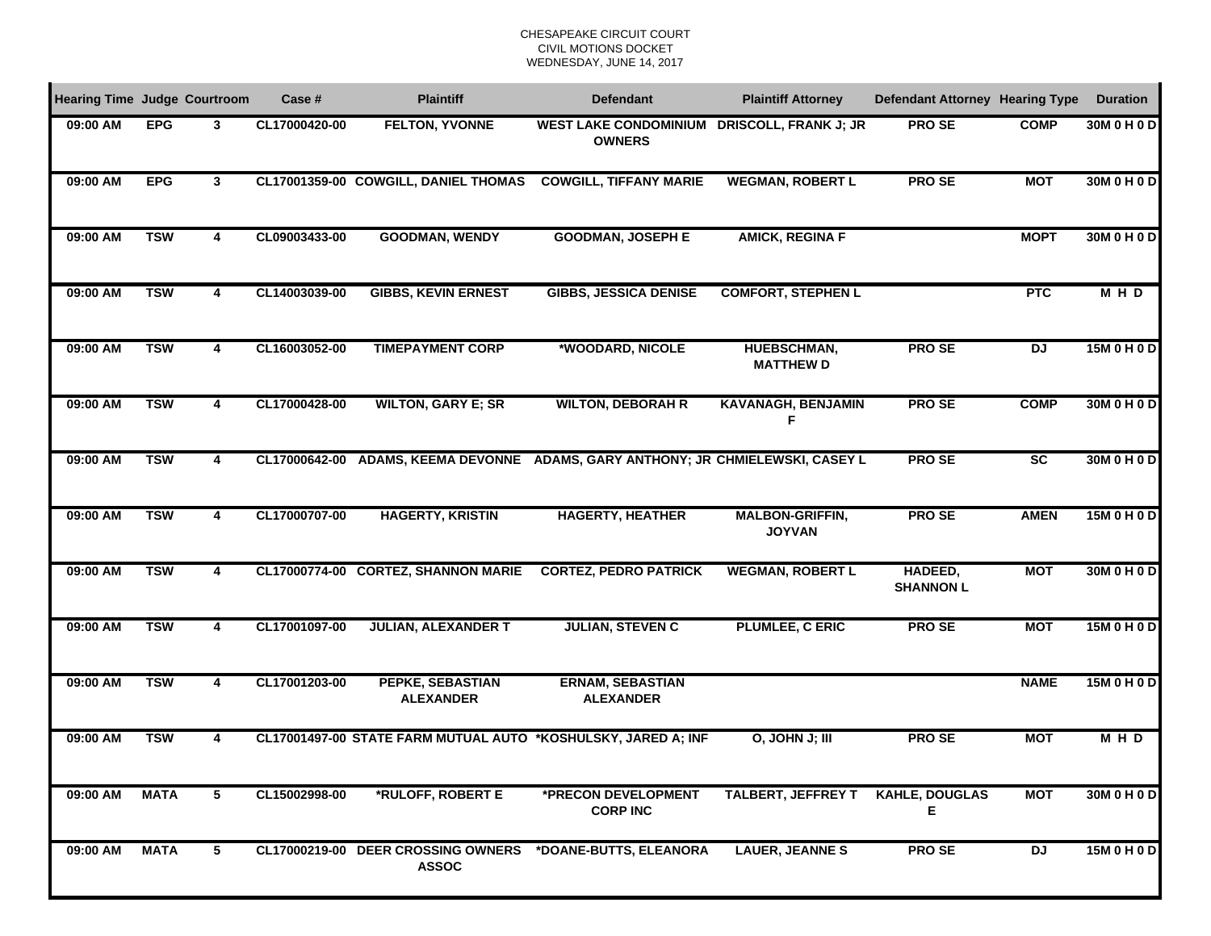CHESAPEAKE CIRCUIT COURT
CIVIL MOTIONS DOCKET
WEDNESDAY, JUNE 14, 2017

| Hearing Time | Judge | Courtroom | Case # | Plaintiff | Defendant | Plaintiff Attorney | Defendant Attorney | Hearing Type | Duration |
|---|---|---|---|---|---|---|---|---|---|
| 09:00 AM | EPG | 3 | CL17000420-00 | FELTON, YVONNE | WEST LAKE CONDOMINIUM OWNERS | DRISCOLL, FRANK J; JR | PRO SE | COMP | 30M 0 H 0 D |
| 09:00 AM | EPG | 3 | CL17001359-00 | COWGILL, DANIEL THOMAS | COWGILL, TIFFANY MARIE | WEGMAN, ROBERT L | PRO SE | MOT | 30M 0 H 0 D |
| 09:00 AM | TSW | 4 | CL09003433-00 | GOODMAN, WENDY | GOODMAN, JOSEPH E | AMICK, REGINA F | | MOPT | 30M 0 H 0 D |
| 09:00 AM | TSW | 4 | CL14003039-00 | GIBBS, KEVIN ERNEST | GIBBS, JESSICA DENISE | COMFORT, STEPHEN L | | PTC | M H D |
| 09:00 AM | TSW | 4 | CL16003052-00 | TIMEPAYMENT CORP | *WOODARD, NICOLE | HUEBSCHMAN, MATTHEW D | PRO SE | DJ | 15M 0 H 0 D |
| 09:00 AM | TSW | 4 | CL17000428-00 | WILTON, GARY E; SR | WILTON, DEBORAH R | KAVANAGH, BENJAMIN F | PRO SE | COMP | 30M 0 H 0 D |
| 09:00 AM | TSW | 4 | CL17000642-00 | ADAMS, KEEMA DEVONNE | ADAMS, GARY ANTHONY; JR | CHMIELEWSKI, CASEY L | PRO SE | SC | 30M 0 H 0 D |
| 09:00 AM | TSW | 4 | CL17000707-00 | HAGERTY, KRISTIN | HAGERTY, HEATHER | MALBON-GRIFFIN, JOYVAN | PRO SE | AMEN | 15M 0 H 0 D |
| 09:00 AM | TSW | 4 | CL17000774-00 | CORTEZ, SHANNON MARIE | CORTEZ, PEDRO PATRICK | WEGMAN, ROBERT L | HADEED, SHANNON L | MOT | 30M 0 H 0 D |
| 09:00 AM | TSW | 4 | CL17001097-00 | JULIAN, ALEXANDER T | JULIAN, STEVEN C | PLUMLEE, C ERIC | PRO SE | MOT | 15M 0 H 0 D |
| 09:00 AM | TSW | 4 | CL17001203-00 | PEPKE, SEBASTIAN ALEXANDER | ERNAM, SEBASTIAN ALEXANDER | | | NAME | 15M 0 H 0 D |
| 09:00 AM | TSW | 4 | CL17001497-00 | STATE FARM MUTUAL AUTO | *KOSHULSKY, JARED A; INF | O, JOHN J; III | PRO SE | MOT | M H D |
| 09:00 AM | MATA | 5 | CL15002998-00 | *RULOFF, ROBERT E | *PRECON DEVELOPMENT CORP INC | TALBERT, JEFFREY T | KAHLE, DOUGLAS E | MOT | 30M 0 H 0 D |
| 09:00 AM | MATA | 5 | CL17000219-00 | DEER CROSSING OWNERS ASSOC | *DOANE-BUTTS, ELEANORA | LAUER, JEANNE S | PRO SE | DJ | 15M 0 H 0 D |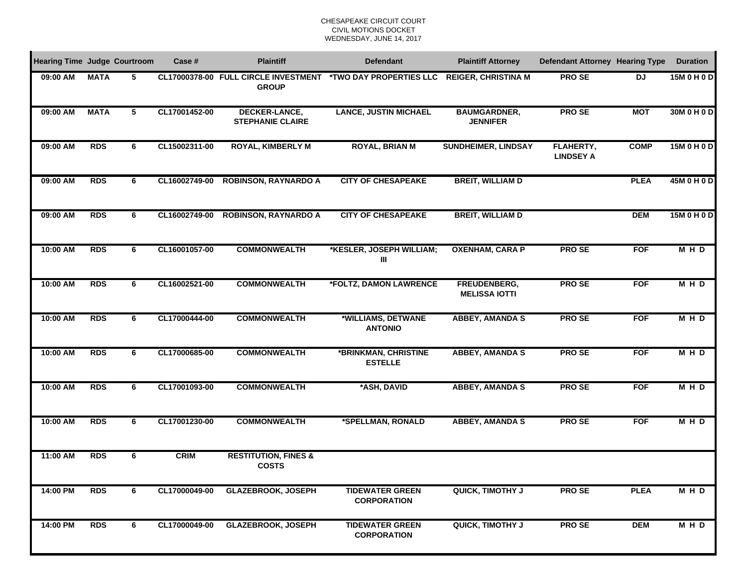CHESAPEAKE CIRCUIT COURT
CIVIL MOTIONS DOCKET
WEDNESDAY, JUNE 14, 2017

| Hearing Time | Judge | Courtroom | Case # | Plaintiff | Defendant | Plaintiff Attorney | Defendant Attorney | Hearing Type | Duration |
|---|---|---|---|---|---|---|---|---|---|
| 09:00 AM | MATA | 5 | CL17000378-00 | FULL CIRCLE INVESTMENT GROUP | *TWO DAY PROPERTIES LLC | REIGER, CHRISTINA M | PRO SE | DJ | 15M 0 H 0 D |
| 09:00 AM | MATA | 5 | CL17001452-00 | DECKER-LANCE, STEPHANIE CLAIRE | LANCE, JUSTIN MICHAEL | BAUMGARDNER, JENNIFER | PRO SE | MOT | 30M 0 H 0 D |
| 09:00 AM | RDS | 6 | CL15002311-00 | ROYAL, KIMBERLY M | ROYAL, BRIAN M | SUNDHEIMER, LINDSAY | FLAHERTY, LINDSEY A | COMP | 15M 0 H 0 D |
| 09:00 AM | RDS | 6 | CL16002749-00 | ROBINSON, RAYNARDO A | CITY OF CHESAPEAKE | BREIT, WILLIAM D | | PLEA | 45M 0 H 0 D |
| 09:00 AM | RDS | 6 | CL16002749-00 | ROBINSON, RAYNARDO A | CITY OF CHESAPEAKE | BREIT, WILLIAM D | | DEM | 15M 0 H 0 D |
| 10:00 AM | RDS | 6 | CL16001057-00 | COMMONWEALTH | *KESLER, JOSEPH WILLIAM; III | OXENHAM, CARA P | PRO SE | FOF | M H D |
| 10:00 AM | RDS | 6 | CL16002521-00 | COMMONWEALTH | *FOLTZ, DAMON LAWRENCE | FREUDENBERG, MELISSA IOTTI | PRO SE | FOF | M H D |
| 10:00 AM | RDS | 6 | CL17000444-00 | COMMONWEALTH | *WILLIAMS, DETWANE ANTONIO | ABBEY, AMANDA S | PRO SE | FOF | M H D |
| 10:00 AM | RDS | 6 | CL17000685-00 | COMMONWEALTH | *BRINKMAN, CHRISTINE ESTELLE | ABBEY, AMANDA S | PRO SE | FOF | M H D |
| 10:00 AM | RDS | 6 | CL17001093-00 | COMMONWEALTH | *ASH, DAVID | ABBEY, AMANDA S | PRO SE | FOF | M H D |
| 10:00 AM | RDS | 6 | CL17001230-00 | COMMONWEALTH | *SPELLMAN, RONALD | ABBEY, AMANDA S | PRO SE | FOF | M H D |
| 11:00 AM | RDS | 6 | CRIM | RESTITUTION, FINES & COSTS | | | | | |
| 14:00 PM | RDS | 6 | CL17000049-00 | GLAZEBROOK, JOSEPH | TIDEWATER GREEN CORPORATION | QUICK, TIMOTHY J | PRO SE | PLEA | M H D |
| 14:00 PM | RDS | 6 | CL17000049-00 | GLAZEBROOK, JOSEPH | TIDEWATER GREEN CORPORATION | QUICK, TIMOTHY J | PRO SE | DEM | M H D |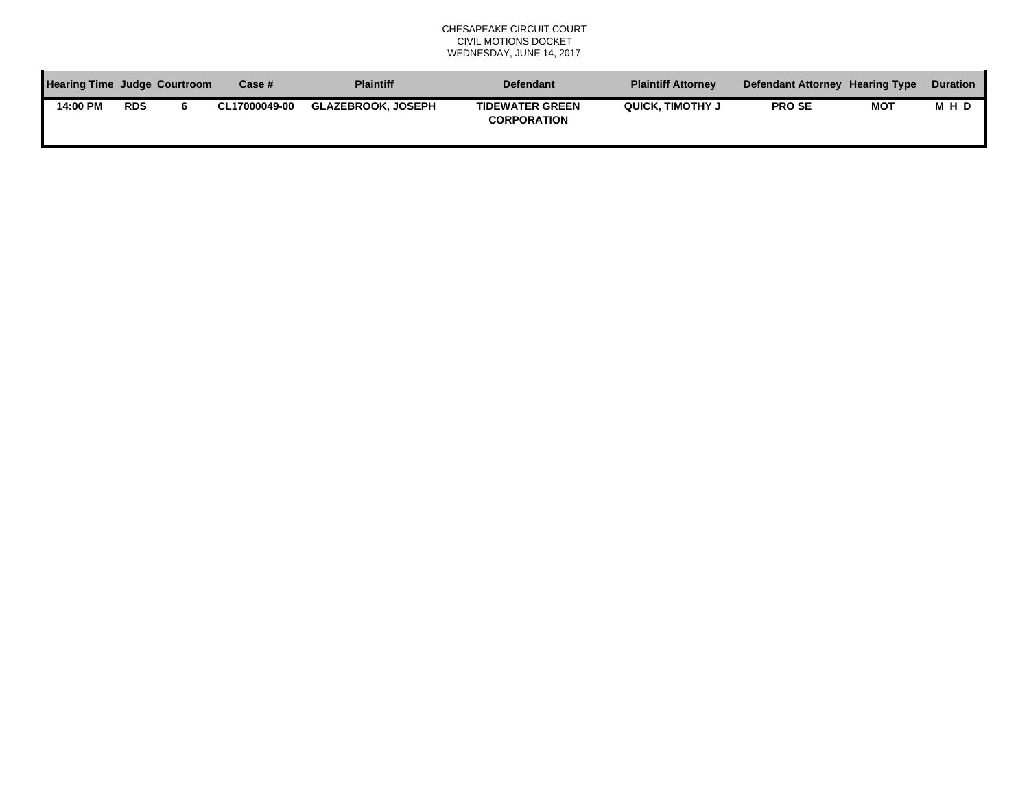CHESAPEAKE CIRCUIT COURT
CIVIL MOTIONS DOCKET
WEDNESDAY, JUNE 14, 2017

| Hearing Time | Judge | Courtroom | Case # | Plaintiff | Defendant | Plaintiff Attorney | Defendant Attorney | Hearing Type | Duration |
|---|---|---|---|---|---|---|---|---|---|
| 14:00 PM | RDS | 6 | CL17000049-00 | GLAZEBROOK, JOSEPH | TIDEWATER GREEN CORPORATION | QUICK, TIMOTHY J | PRO SE | MOT | M H D |